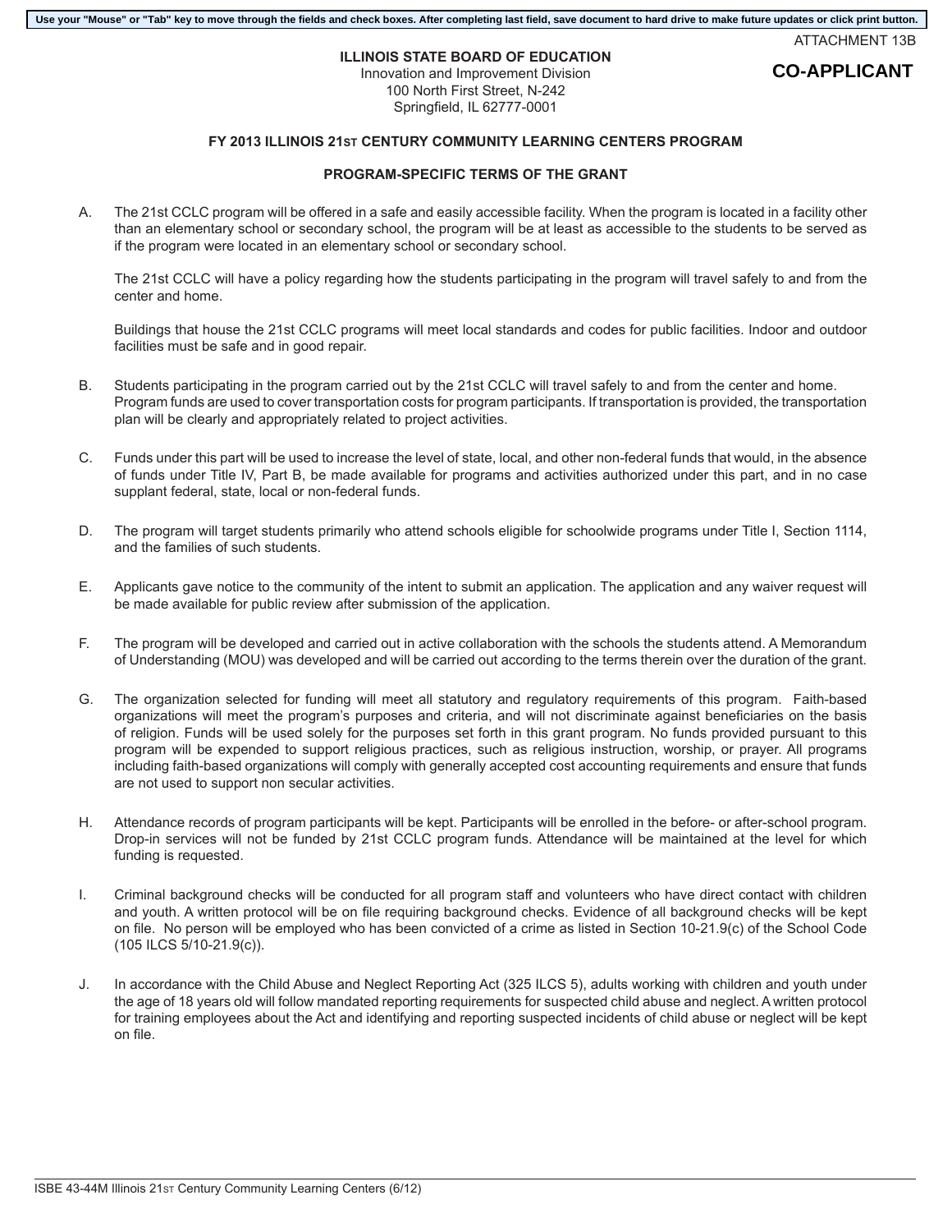Use your "Mouse" or "Tab" key to move through the fields and check boxes. After completing last field, save document to hard drive to make future updates or click print button.

ATTACHMENT 13B

**CO-APPLICANT**

**ILLINOIS STATE BOARD OF EDUCATION**
Innovation and Improvement Division
100 North First Street, N-242
Springfield, IL 62777-0001

## FY 2013 ILLINOIS 21ST CENTURY COMMUNITY LEARNING CENTERS PROGRAM

## PROGRAM-SPECIFIC TERMS OF THE GRANT

A. The 21st CCLC program will be offered in a safe and easily accessible facility. When the program is located in a facility other than an elementary school or secondary school, the program will be at least as accessible to the students to be served as if the program were located in an elementary school or secondary school.

   The 21st CCLC will have a policy regarding how the students participating in the program will travel safely to and from the center and home.

   Buildings that house the 21st CCLC programs will meet local standards and codes for public facilities. Indoor and outdoor facilities must be safe and in good repair.

B. Students participating in the program carried out by the 21st CCLC will travel safely to and from the center and home. Program funds are used to cover transportation costs for program participants. If transportation is provided, the transportation plan will be clearly and appropriately related to project activities.

C. Funds under this part will be used to increase the level of state, local, and other non-federal funds that would, in the absence of funds under Title IV, Part B, be made available for programs and activities authorized under this part, and in no case supplant federal, state, local or non-federal funds.

D. The program will target students primarily who attend schools eligible for schoolwide programs under Title I, Section 1114, and the families of such students.

E. Applicants gave notice to the community of the intent to submit an application. The application and any waiver request will be made available for public review after submission of the application.

F. The program will be developed and carried out in active collaboration with the schools the students attend. A Memorandum of Understanding (MOU) was developed and will be carried out according to the terms therein over the duration of the grant.

G. The organization selected for funding will meet all statutory and regulatory requirements of this program. Faith-based organizations will meet the program's purposes and criteria, and will not discriminate against beneficiaries on the basis of religion. Funds will be used solely for the purposes set forth in this grant program. No funds provided pursuant to this program will be expended to support religious practices, such as religious instruction, worship, or prayer. All programs including faith-based organizations will comply with generally accepted cost accounting requirements and ensure that funds are not used to support non secular activities.

H. Attendance records of program participants will be kept. Participants will be enrolled in the before- or after-school program. Drop-in services will not be funded by 21st CCLC program funds. Attendance will be maintained at the level for which funding is requested.

I. Criminal background checks will be conducted for all program staff and volunteers who have direct contact with children and youth. A written protocol will be on file requiring background checks. Evidence of all background checks will be kept on file. No person will be employed who has been convicted of a crime as listed in Section 10-21.9(c) of the School Code (105 ILCS 5/10-21.9(c)).

J. In accordance with the Child Abuse and Neglect Reporting Act (325 ILCS 5), adults working with children and youth under the age of 18 years old will follow mandated reporting requirements for suspected child abuse and neglect. A written protocol for training employees about the Act and identifying and reporting suspected incidents of child abuse or neglect will be kept on file.

ISBE 43-44M Illinois 21ST Century Community Learning Centers (6/12)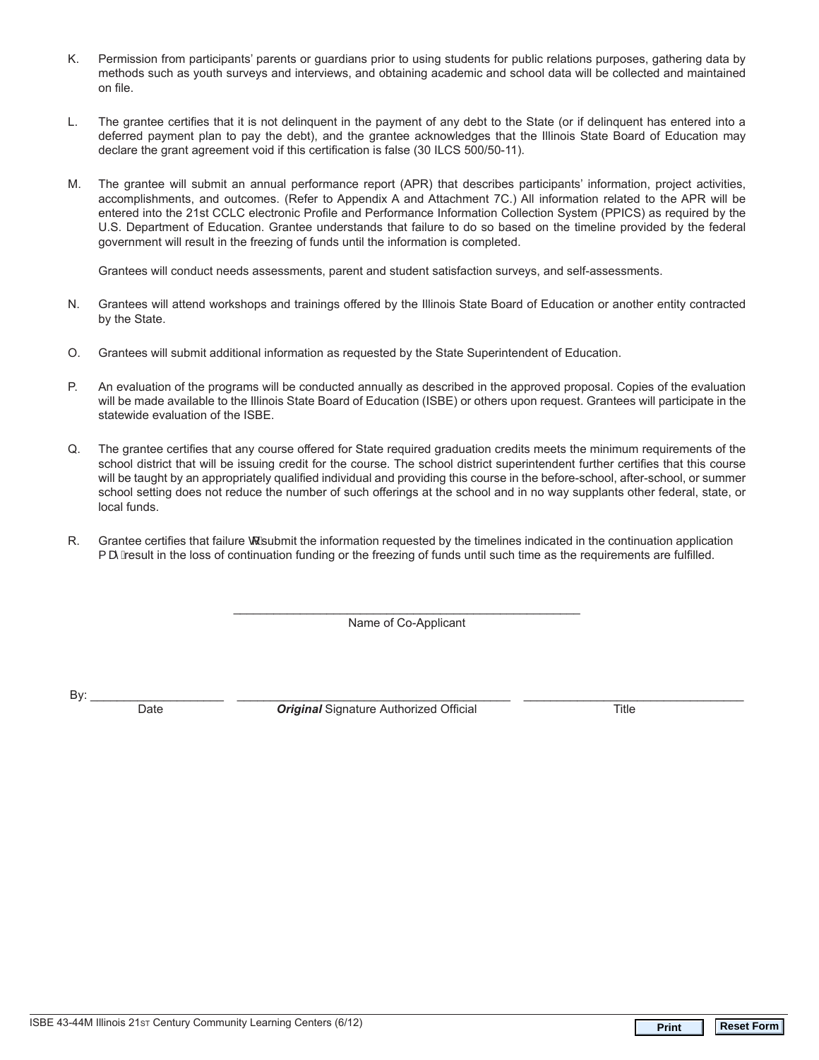K. Permission from participants' parents or guardians prior to using students for public relations purposes, gathering data by methods such as youth surveys and interviews, and obtaining academic and school data will be collected and maintained on file.

L. The grantee certifies that it is not delinquent in the payment of any debt to the State (or if delinquent has entered into a deferred payment plan to pay the debt), and the grantee acknowledges that the Illinois State Board of Education may declare the grant agreement void if this certification is false (30 ILCS 500/50-11).

M. The grantee will submit an annual performance report (APR) that describes participants' information, project activities, accomplishments, and outcomes. (Refer to Appendix A and Attachment 7C.) All information related to the APR will be entered into the 21st CCLC electronic Profile and Performance Information Collection System (PPICS) as required by the U.S. Department of Education. Grantee understands that failure to do so based on the timeline provided by the federal government will result in the freezing of funds until the information is completed.

Grantees will conduct needs assessments, parent and student satisfaction surveys, and self-assessments.

N. Grantees will attend workshops and trainings offered by the Illinois State Board of Education or another entity contracted by the State.

O. Grantees will submit additional information as requested by the State Superintendent of Education.

P. An evaluation of the programs will be conducted annually as described in the approved proposal. Copies of the evaluation will be made available to the Illinois State Board of Education (ISBE) or others upon request. Grantees will participate in the statewide evaluation of the ISBE.

Q. The grantee certifies that any course offered for State required graduation credits meets the minimum requirements of the school district that will be issuing credit for the course. The school district superintendent further certifies that this course will be taught by an appropriately qualified individual and providing this course in the before-school, after-school, or summer school setting does not reduce the number of such offerings at the school and in no way supplants other federal, state, or local funds.

R. Grantee certifies that failure to submit the information requested by the timelines indicated in the continuation application may result in the loss of continuation funding or the freezing of funds until such time as the requirements are fulfilled.

\_\_\_\_\_\_\_\_\_\_\_\_\_\_\_\_\_\_\_\_\_\_\_\_\_\_\_\_\_\_\_\_\_\_\_\_\_\_\_\_

Name of Co-Applicant

By: \_\_\_\_\_\_\_\_\_\_\_\_\_\_\_\_ \_\_\_\_\_\_\_\_\_\_\_\_\_\_\_\_\_\_\_\_\_\_\_\_\_\_\_\_\_\_ \_\_\_\_\_\_\_\_\_\_\_\_\_\_\_\_\_\_\_\_\_\_\_\_\_\_

Date | ***Original*** Signature Authorized Official | Title

ISBE 43-44M Illinois 21st Century Community Learning Centers (6/12)